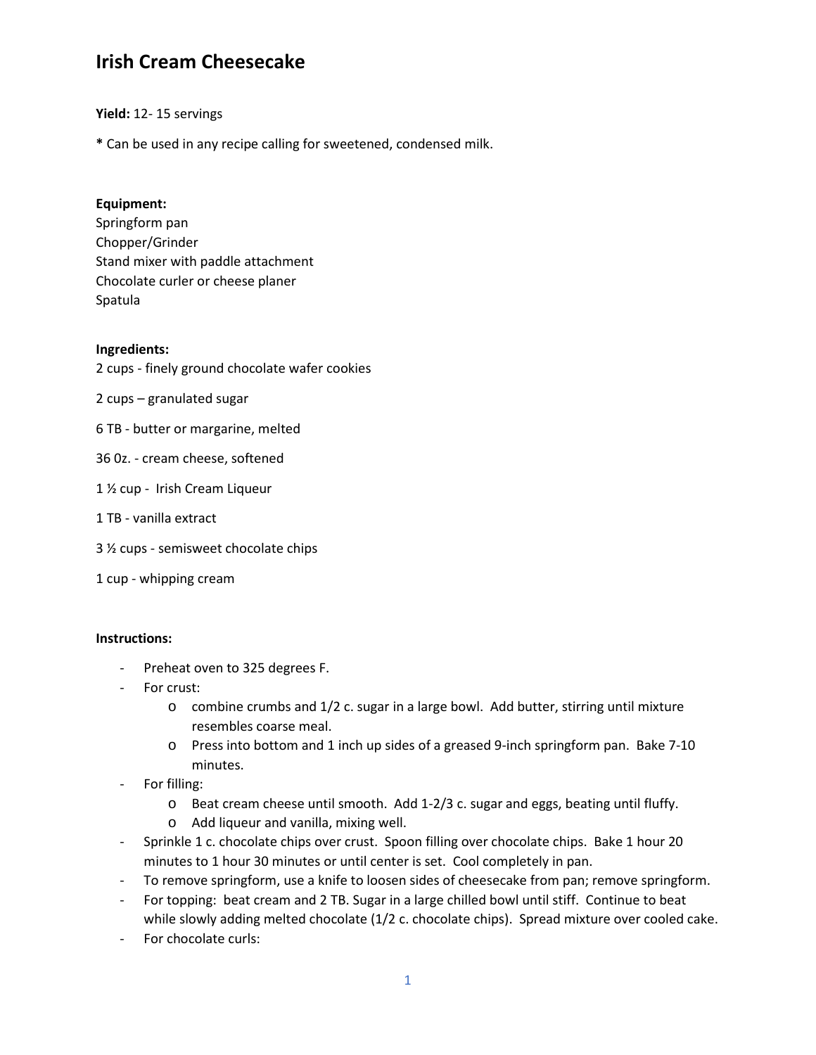# Irish Cream Cheesecake

**Yield:** 12- 15 servings

**\*** Can be used in any recipe calling for sweetened, condensed milk.

**Equipment:**
Springform pan
Chopper/Grinder
Stand mixer with paddle attachment
Chocolate curler or cheese planer
Spatula

**Ingredients:**

2 cups - finely ground chocolate wafer cookies

2 cups – granulated sugar

6 TB - butter or margarine, melted

36 0z. - cream cheese, softened

1 ½ cup - Irish Cream Liqueur

1 TB - vanilla extract

3 ½ cups - semisweet chocolate chips

1 cup - whipping cream

**Instructions:**

- Preheat oven to 325 degrees F.
- For crust:
  - combine crumbs and 1/2 c. sugar in a large bowl. Add butter, stirring until mixture resembles coarse meal.
  - Press into bottom and 1 inch up sides of a greased 9-inch springform pan. Bake 7-10 minutes.
- For filling:
  - Beat cream cheese until smooth. Add 1-2/3 c. sugar and eggs, beating until fluffy.
  - Add liqueur and vanilla, mixing well.
- Sprinkle 1 c. chocolate chips over crust. Spoon filling over chocolate chips. Bake 1 hour 20 minutes to 1 hour 30 minutes or until center is set. Cool completely in pan.
- To remove springform, use a knife to loosen sides of cheesecake from pan; remove springform.
- For topping: beat cream and 2 TB. Sugar in a large chilled bowl until stiff. Continue to beat while slowly adding melted chocolate (1/2 c. chocolate chips). Spread mixture over cooled cake.
- For chocolate curls: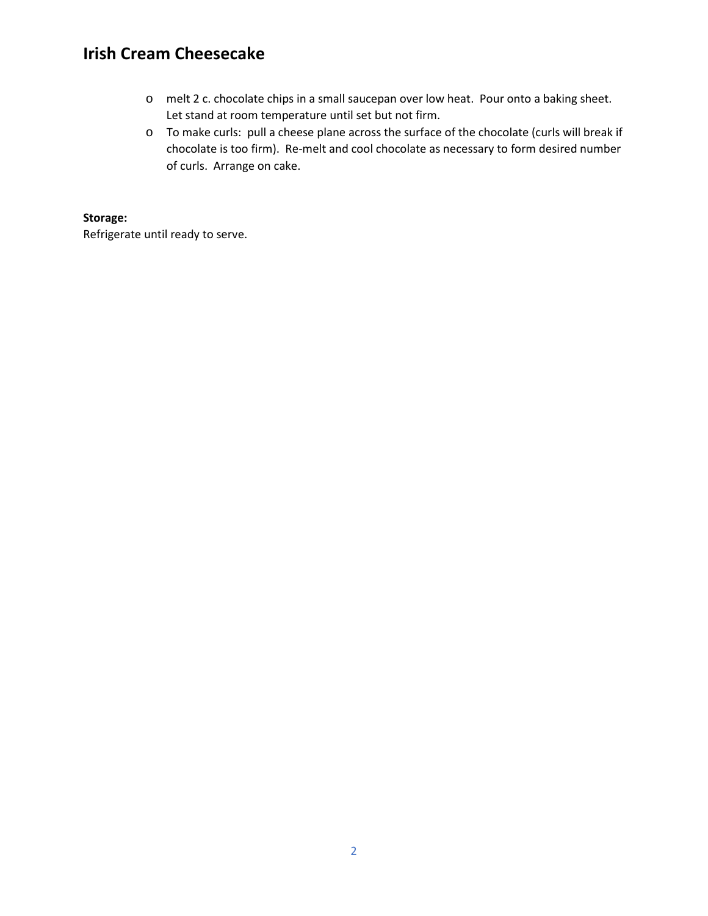- melt 2 c. chocolate chips in a small saucepan over low heat. Pour onto a baking sheet. Let stand at room temperature until set but not firm.
- To make curls: pull a cheese plane across the surface of the chocolate (curls will break if chocolate is too firm). Re-melt and cool chocolate as necessary to form desired number of curls. Arrange on cake.

**Storage:**
Refrigerate until ready to serve.